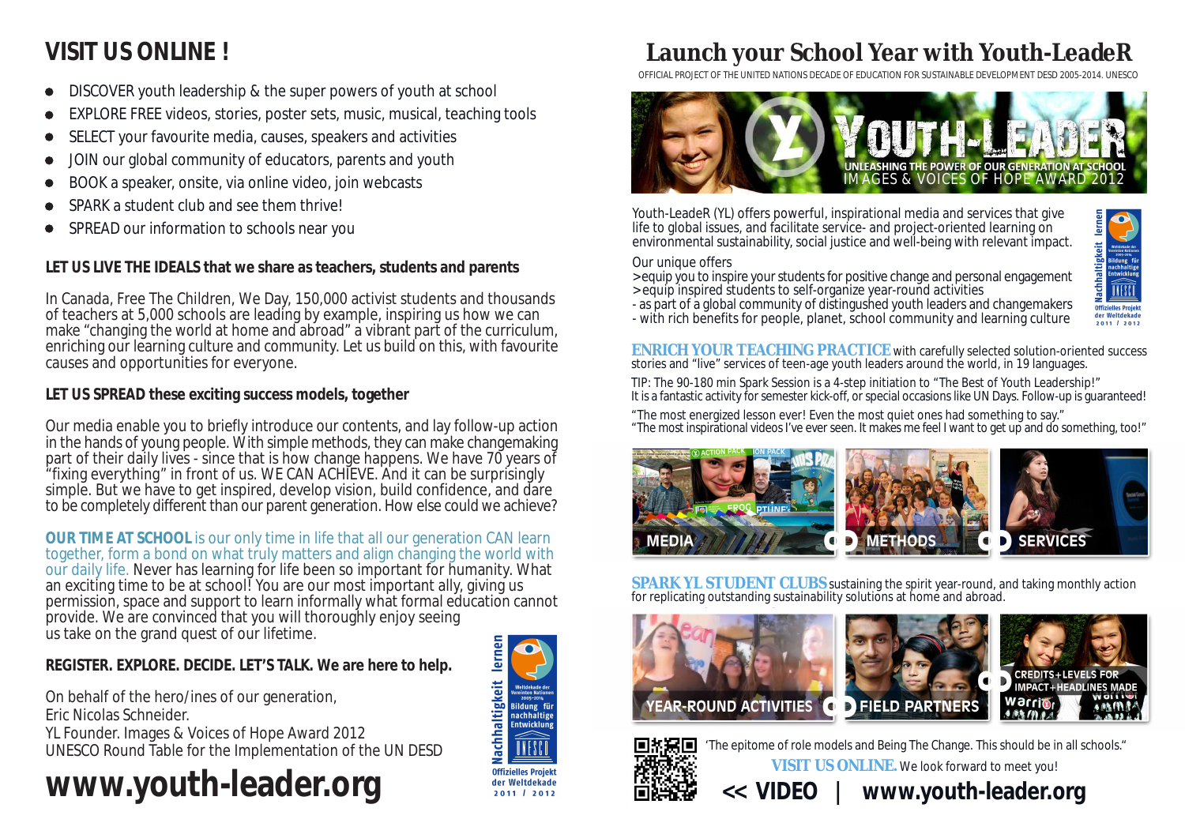# VISIT US ONLINE !

- DISCOVER youth leadership & the super powers of youth at school
- EXPLORE FREE videos, stories, poster sets, music, musical, teaching tools
- SELECT your favourite media, causes, speakers and activities
- JOIN our global community of educators, parents and youth
- BOOK a speaker, onsite, via online video, join webcasts
- SPARK a student club and see them thrive!
- SPREAD our information to schools near you

**LET US LIVE THE IDEALS that we share as teachers, students and parents**

In Canada, Free The Children, We Day, 150,000 activist students and thousands of teachers at 5,000 schools are leading by example, inspiring us how we can make "changing the world at home and abroad" a vibrant part of the curriculum, enriching our learning culture and community. Let us build on this, with favourite causes and opportunities for everyone.

**LET US SPREAD these exciting success models, together**

Our media enable you to briefly introduce our contents, and lay follow-up action in the hands of young people. With simple methods, they can make changemaking part of their daily lives - since that is how change happens. We have 70 years of "fixing everything" in front of us. WE CAN ACHIEVE. And it can be surprisingly simple. But we have to get inspired, develop vision, build confidence, and dare to be completely different than our parent generation. How else could we achieve?

**OUR TIME AT SCHOOL** is our only time in life that all our generation CAN learn together, form a bond on what truly matters and align changing the world with our daily life. Never has learning for life been so important for humanity. What an exciting time to be at school! You are our most important ally, giving us permission, space and support to learn informally what formal education cannot provide. We are convinced that you will thoroughly enjoy seeing us take on the grand quest of our lifetime.

**REGISTER. EXPLORE. DECIDE. LET'S TALK. We are here to help.**

On behalf of the hero/ines of our generation,
Eric Nicolas Schneider.
YL Founder. Images & Voices of Hope Award 2012
UNESCO Round Table for the Implementation of the UN DESD

Nachhaltigkeit lernen – Weltdekade der Vereinten Nationen 2005–2014 Bildung für nachhaltige Entwicklung – UNESCO – Offizielles Projekt der Weltdekade 2011 / 2012

## www.youth-leader.org

# Launch your School Year with Youth-LeadeR

OFFICIAL PROJECT OF THE UNITED NATIONS DECADE OF EDUCATION FOR SUSTAINABLE DEVELOPMENT DESD 2005-2014. UNESCO

YOUTH-LEADER
UNLEASHING THE POWER OF OUR GENERATION AT SCHOOL
IMAGES & VOICES OF HOPE AWARD 2012

Youth-LeadeR (YL) offers powerful, inspirational media and services that give life to global issues, and facilitate service- and project-oriented learning on environmental sustainability, social justice and well-being with relevant impact.

Our unique offers
>equip you to inspire your students for positive change and personal engagement
>equip inspired students to self-organize year-round activities
- as part of a global community of distingushed youth leaders and changemakers
- with rich benefits for people, planet, school community and learning culture

Nachhaltigkeit lernen – Weltdekade der Vereinten Nationen 2005–2014 Bildung für nachhaltige Entwicklung – UNESCO – Offizielles Projekt der Weltdekade 2011 / 2012

**ENRICH YOUR TEACHING PRACTICE** with carefully selected solution-oriented success stories and "live" services of teen-age youth leaders around the world, in 19 languages.

TIP: The 90-180 min Spark Session is a 4-step initiation to "The Best of Youth Leadership!" It is a fantastic activity for semester kick-off, or special occasions like UN Days. Follow-up is guaranteed!

"The most energized lesson ever! Even the most quiet ones had something to say."
"The most inspirational videos I've ever seen. It makes me feel I want to get up and do something, too!"

MEDIA | METHODS | SERVICES

**SPARK YL STUDENT CLUBS** sustaining the spirit year-round, and taking monthly action for replicating outstanding sustainability solutions at home and abroad.

YEAR-ROUND ACTIVITIES | FIELD PARTNERS | CREDITS+LEVELS FOR IMPACT+HEADLINES MADE

'The epitome of role models and Being The Change. This should be in all schools."

**VISIT US ONLINE.** We look forward to meet you!

**<< VIDEO | www.youth-leader.org**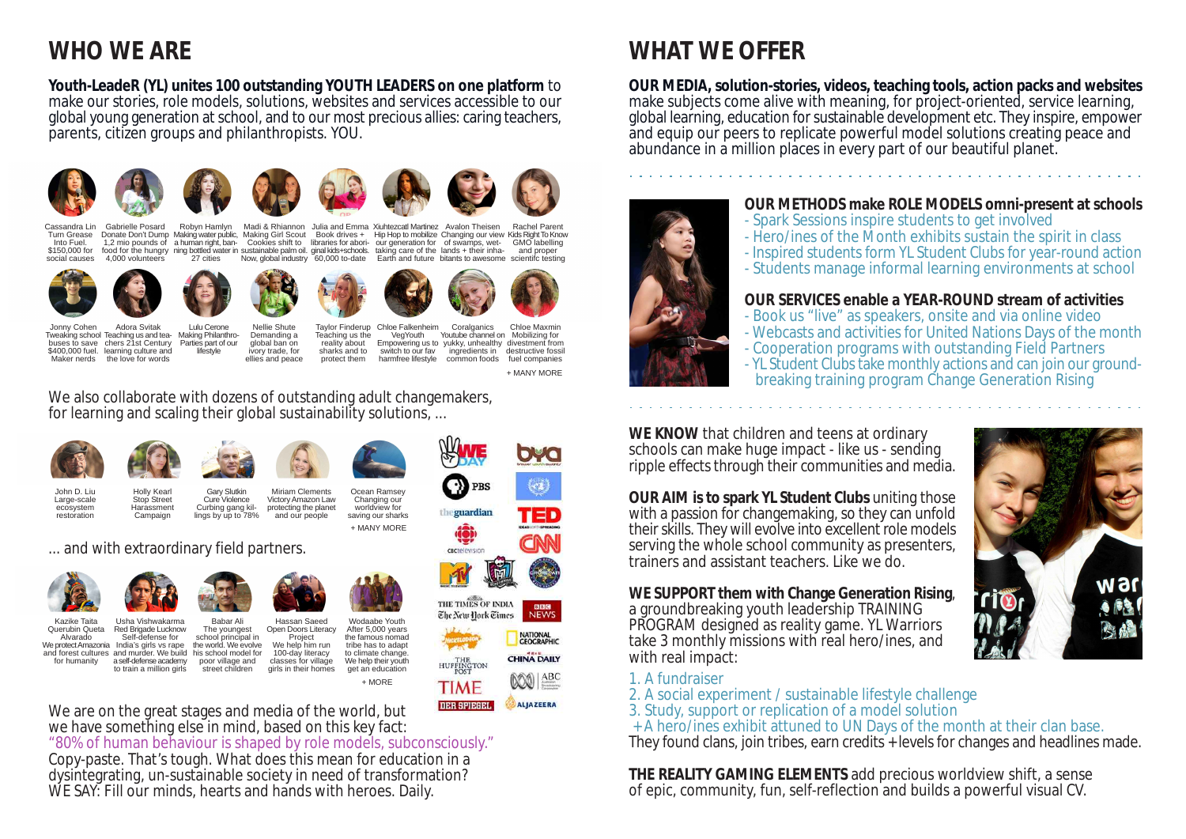## WHO WE ARE

**Youth-LeadeR (YL) unites 100 outstanding YOUTH LEADERS on one platform** to make our stories, role models, solutions, websites and services accessible to our global young generation at school, and to our most precious allies: caring teachers, parents, citizen groups and philanthropists. YOU.

Cassandra Lin
Turn Grease Into Fuel. $150,000 for social causes

Gabrielle Posard
Donate Don't Dump 1,2 mio pounds of food for the hungry 4,000 volunteers

Robyn Hamlyn
Making water public, a human right, banning bottled water in 27 cities

Madi & Rhiannon
Making Girl Scout Cookies shift to sustainable palm oil. Now, global industry

Julia and Emma
Book drives + libraries for aboriginal kids+schools. 60,000 to-date

Xiuhtezcatl Martinez
Hip Hop to mobilize our generation for taking care of the Earth and future

Avalon Theisen
Changing our view of swamps, wetlands + their inhabitants to awesome

Rachel Parent
Kids Right To Know GMO labelling and proper scientifc testing

Jonny Cohen
Tweaking school buses to save $400,000 fuel. Maker nerds

Adora Svitak
Teaching us and teachers 21st Century learning culture and the love for words

Lulu Cerone
Making Philanthro-Parties part of our lifestyle

Nellie Shute
Demanding a global ban on ivory trade, for ellies and peace

Taylor Finderup
Teaching us the reality about sharks and to protect them

Chloe Falkenheim
VegYouth Empowering us to switch to our fav harmfree lifestyle

Coralganics
Youtube channel on yukky, unhealthy ingredients in common foods

Chloe Maxmin
Mobilizing for divestment from destructive fossil fuel companies

+ MANY MORE

We also collaborate with dozens of outstanding adult changemakers, for learning and scaling their global sustainability solutions, ...

John D. Liu
Large-scale ecosystem restoration

Holly Kearl
Stop Street Harassment Campaign

Gary Slutkin
Cure Violence Curbing gang killings by up to 78%

Miriam Clements
Victory Amazon Law protecting the planet and our people

Ocean Ramsey
Changing our worldview for saving our sharks

+ MANY MORE

... and with extraordinary field partners.

Kazike Taita Querubin Queta Alvarado
We protect Amazonia and forest cultures for humanity

Usha Vishwakarma
Red Brigade Lucknow Self-defense for India's girls vs rape and murder. We build a self-defense academy to train a million girls

Babar Ali
The youngest school principal in the world. We evolve his school model for poor village and street children

Hassan Saeed
Open Doors Literacy Project
We help him run 100-day literacy classes for village girls in their homes

Wodaabe Youth
After 5,000 years the famous nomad tribe has to adapt to climate change. We help their youth get an education

+ MORE

We are on the great stages and media of the world, but we have something else in mind, based on this key fact:
"80% of human behaviour is shaped by role models, subconsciously."
Copy-paste. That's tough. What does this mean for education in a dysintegrating, un-sustainable society in need of transformation?
WE SAY: Fill our minds, hearts and hands with heroes. Daily.

## WHAT WE OFFER

**OUR MEDIA, solution-stories, videos, teaching tools, action packs and websites** make subjects come alive with meaning, for project-oriented, service learning, global learning, education for sustainable development etc. They inspire, empower and equip our peers to replicate powerful model solutions creating peace and abundance in a million places in every part of our beautiful planet.

**OUR METHODS make ROLE MODELS omni-present at schools**
- Spark Sessions inspire students to get involved
- Hero/ines of the Month exhibits sustain the spirit in class
- Inspired students form YL Student Clubs for year-round action
- Students manage informal learning environments at school

**OUR SERVICES enable a YEAR-ROUND stream of activities**
- Book us "live" as speakers, onsite and via online video
- Webcasts and activities for United Nations Days of the month
- Cooperation programs with outstanding Field Partners
- YL Student Clubs take monthly actions and can join our groundbreaking training program Change Generation Rising

**WE KNOW** that children and teens at ordinary schools can make huge impact - like us - sending ripple effects through their communities and media.

**OUR AIM is to spark YL Student Clubs** uniting those with a passion for changemaking, so they can unfold their skills. They will evolve into excellent role models serving the whole school community as presenters, trainers and assistant teachers. Like we do.

**WE SUPPORT them with Change Generation Rising**, a groundbreaking youth leadership TRAINING PROGRAM designed as reality game. YL Warriors take 3 monthly missions with real hero/ines, and with real impact:

1. A fundraiser
2. A social experiment / sustainable lifestyle challenge
3. Study, support or replication of a model solution

+A hero/ines exhibit attuned to UN Days of the month at their clan base.

They found clans, join tribes, earn credits +levels for changes and headlines made.

**THE REALITY GAMING ELEMENTS** add precious worldview shift, a sense of epic, community, fun, self-reflection and builds a powerful visual CV.